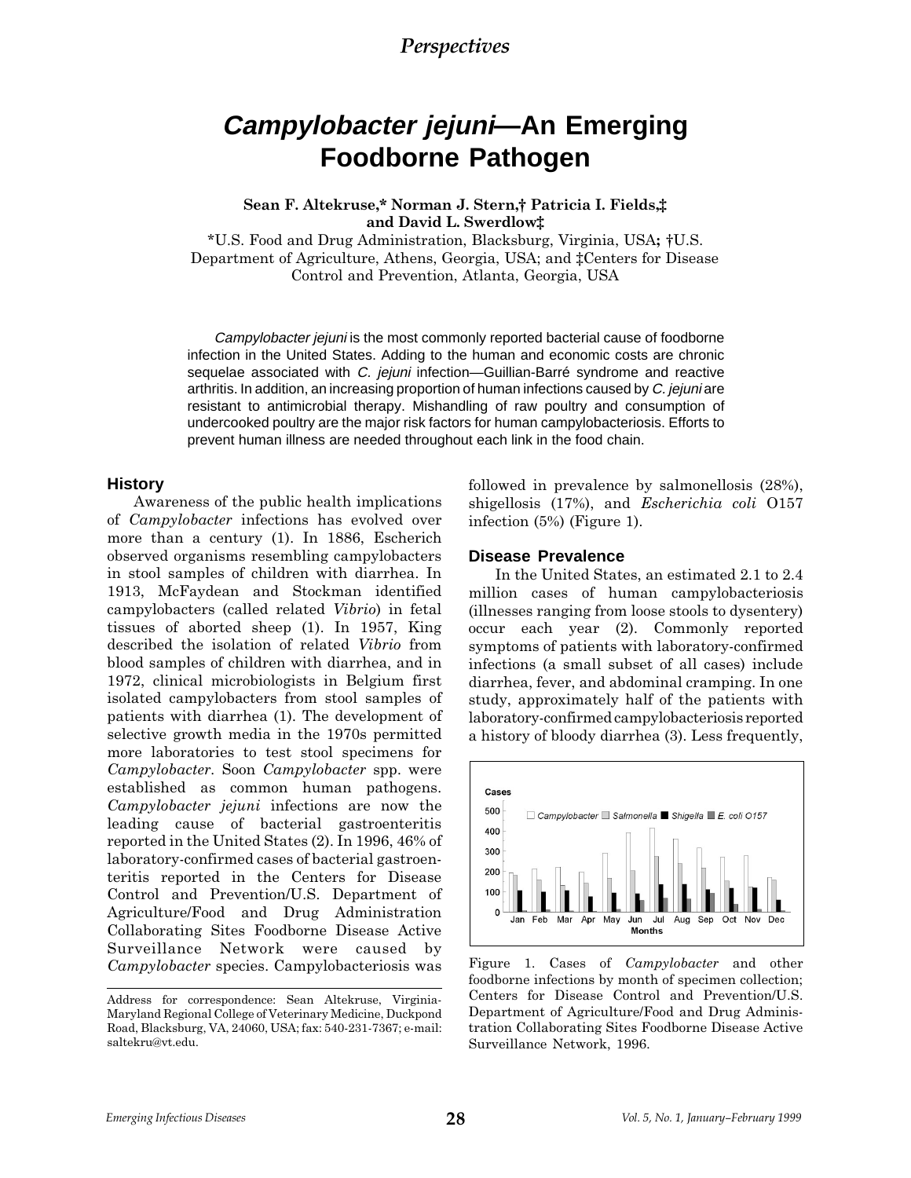*Perspectives*

# *Campylobacter jejuni*—An Emerging Foodborne Pathogen

**Sean F. Altekruse,\* Norman J. Stern,† Patricia I. Fields,‡ and David L. Swerdlow‡**

\*U.S. Food and Drug Administration, Blacksburg, Virginia, USA; †U.S. Department of Agriculture, Athens, Georgia, USA; and ‡Centers for Disease Control and Prevention, Atlanta, Georgia, USA

*Campylobacter jejuni* is the most commonly reported bacterial cause of foodborne infection in the United States. Adding to the human and economic costs are chronic sequelae associated with *C. jejuni* infection—Guillian-Barré syndrome and reactive arthritis. In addition, an increasing proportion of human infections caused by *C. jejuni* are resistant to antimicrobial therapy. Mishandling of raw poultry and consumption of undercooked poultry are the major risk factors for human campylobacteriosis. Efforts to prevent human illness are needed throughout each link in the food chain.

## History

Awareness of the public health implications of *Campylobacter* infections has evolved over more than a century (1). In 1886, Escherich observed organisms resembling campylobacters in stool samples of children with diarrhea. In 1913, McFaydean and Stockman identified campylobacters (called related *Vibrio*) in fetal tissues of aborted sheep (1). In 1957, King described the isolation of related *Vibrio* from blood samples of children with diarrhea, and in 1972, clinical microbiologists in Belgium first isolated campylobacters from stool samples of patients with diarrhea (1). The development of selective growth media in the 1970s permitted more laboratories to test stool specimens for *Campylobacter*. Soon *Campylobacter* spp. were established as common human pathogens. *Campylobacter jejuni* infections are now the leading cause of bacterial gastroenteritis reported in the United States (2). In 1996, 46% of laboratory-confirmed cases of bacterial gastroenteritis reported in the Centers for Disease Control and Prevention/U.S. Department of Agriculture/Food and Drug Administration Collaborating Sites Foodborne Disease Active Surveillance Network were caused by *Campylobacter* species. Campylobacteriosis was followed in prevalence by salmonellosis (28%), shigellosis (17%), and *Escherichia coli* O157 infection (5%) (Figure 1).

## Disease Prevalence

In the United States, an estimated 2.1 to 2.4 million cases of human campylobacteriosis (illnesses ranging from loose stools to dysentery) occur each year (2). Commonly reported symptoms of patients with laboratory-confirmed infections (a small subset of all cases) include diarrhea, fever, and abdominal cramping. In one study, approximately half of the patients with laboratory-confirmed campylobacteriosis reported a history of bloody diarrhea (3). Less frequently,

Figure 1. Cases of *Campylobacter* and other foodborne infections by month of specimen collection; Centers for Disease Control and Prevention/U.S. Department of Agriculture/Food and Drug Administration Collaborating Sites Foodborne Disease Active Surveillance Network, 1996.

---

Address for correspondence: Sean Altekruse, Virginia-Maryland Regional College of Veterinary Medicine, Duckpond Road, Blacksburg, VA, 24060, USA; fax: 540-231-7367; e-mail: saltekru@vt.edu.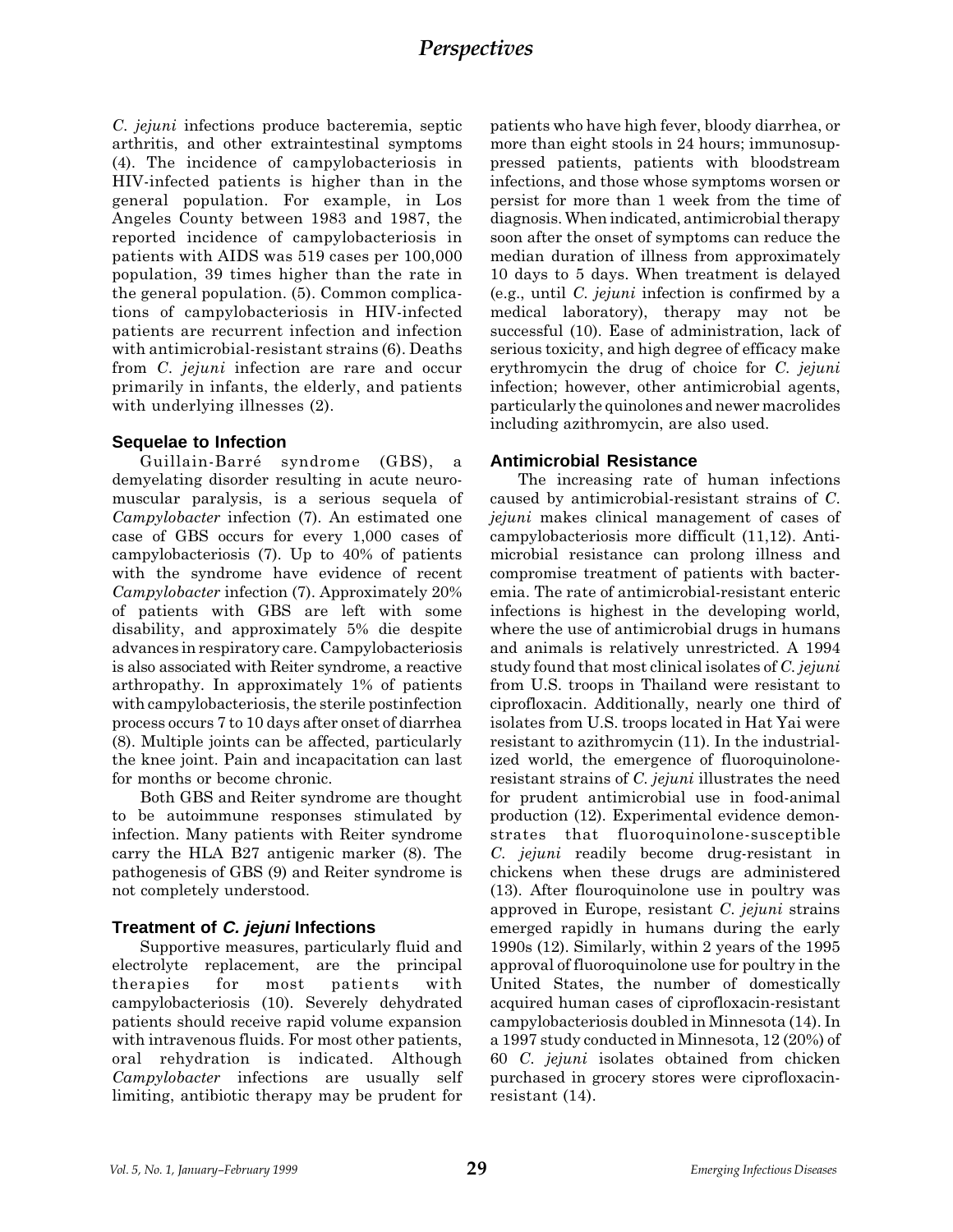*C. jejuni* infections produce bacteremia, septic arthritis, and other extraintestinal symptoms (4). The incidence of campylobacteriosis in HIV-infected patients is higher than in the general population. For example, in Los Angeles County between 1983 and 1987, the reported incidence of campylobacteriosis in patients with AIDS was 519 cases per 100,000 population, 39 times higher than the rate in the general population. (5). Common complications of campylobacteriosis in HIV-infected patients are recurrent infection and infection with antimicrobial-resistant strains (6). Deaths from *C. jejuni* infection are rare and occur primarily in infants, the elderly, and patients with underlying illnesses (2).

## Sequelae to Infection

Guillain-Barré syndrome (GBS), a demyelating disorder resulting in acute neuromuscular paralysis, is a serious sequela of *Campylobacter* infection (7). An estimated one case of GBS occurs for every 1,000 cases of campylobacteriosis (7). Up to 40% of patients with the syndrome have evidence of recent *Campylobacter* infection (7). Approximately 20% of patients with GBS are left with some disability, and approximately 5% die despite advances in respiratory care. Campylobacteriosis is also associated with Reiter syndrome, a reactive arthropathy. In approximately 1% of patients with campylobacteriosis, the sterile postinfection process occurs 7 to 10 days after onset of diarrhea (8). Multiple joints can be affected, particularly the knee joint. Pain and incapacitation can last for months or become chronic.

Both GBS and Reiter syndrome are thought to be autoimmune responses stimulated by infection. Many patients with Reiter syndrome carry the HLA B27 antigenic marker (8). The pathogenesis of GBS (9) and Reiter syndrome is not completely understood.

## Treatment of *C. jejuni* Infections

Supportive measures, particularly fluid and electrolyte replacement, are the principal therapies for most patients with campylobacteriosis (10). Severely dehydrated patients should receive rapid volume expansion with intravenous fluids. For most other patients, oral rehydration is indicated. Although *Campylobacter* infections are usually self limiting, antibiotic therapy may be prudent for patients who have high fever, bloody diarrhea, or more than eight stools in 24 hours; immunosuppressed patients, patients with bloodstream infections, and those whose symptoms worsen or persist for more than 1 week from the time of diagnosis. When indicated, antimicrobial therapy soon after the onset of symptoms can reduce the median duration of illness from approximately 10 days to 5 days. When treatment is delayed (e.g., until *C. jejuni* infection is confirmed by a medical laboratory), therapy may not be successful (10). Ease of administration, lack of serious toxicity, and high degree of efficacy make erythromycin the drug of choice for *C. jejuni* infection; however, other antimicrobial agents, particularly the quinolones and newer macrolides including azithromycin, are also used.

## Antimicrobial Resistance

The increasing rate of human infections caused by antimicrobial-resistant strains of *C. jejuni* makes clinical management of cases of campylobacteriosis more difficult (11,12). Antimicrobial resistance can prolong illness and compromise treatment of patients with bacteremia. The rate of antimicrobial-resistant enteric infections is highest in the developing world, where the use of antimicrobial drugs in humans and animals is relatively unrestricted. A 1994 study found that most clinical isolates of *C. jejuni* from U.S. troops in Thailand were resistant to ciprofloxacin. Additionally, nearly one third of isolates from U.S. troops located in Hat Yai were resistant to azithromycin (11). In the industrialized world, the emergence of fluoroquinolone-resistant strains of *C. jejuni* illustrates the need for prudent antimicrobial use in food-animal production (12). Experimental evidence demonstrates that fluoroquinolone-susceptible *C. jejuni* readily become drug-resistant in chickens when these drugs are administered (13). After flouroquinolone use in poultry was approved in Europe, resistant *C. jejuni* strains emerged rapidly in humans during the early 1990s (12). Similarly, within 2 years of the 1995 approval of fluoroquinolone use for poultry in the United States, the number of domestically acquired human cases of ciprofloxacin-resistant campylobacteriosis doubled in Minnesota (14). In a 1997 study conducted in Minnesota, 12 (20%) of 60 *C. jejuni* isolates obtained from chicken purchased in grocery stores were ciprofloxacin-resistant (14).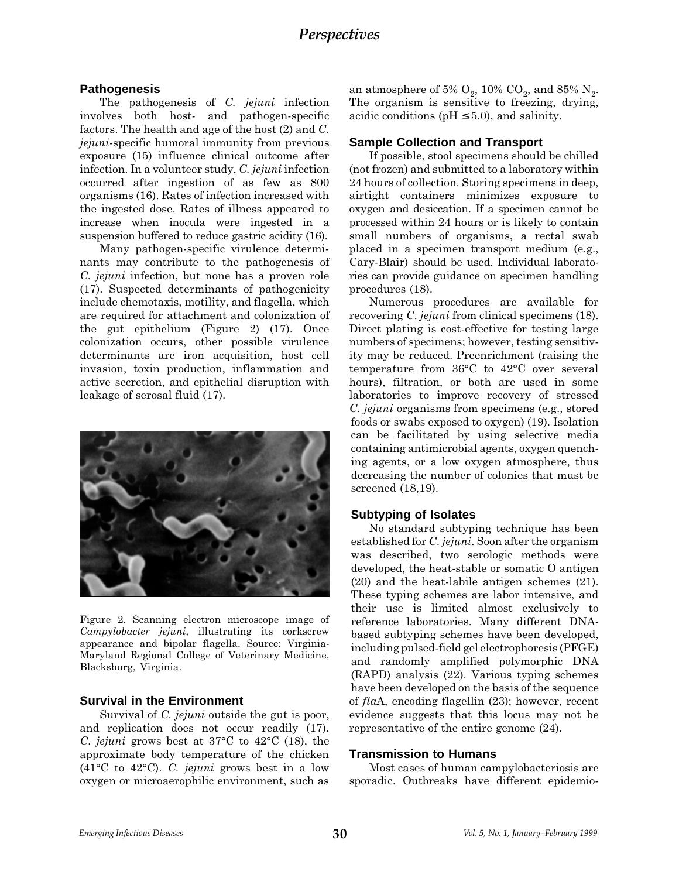## Pathogenesis

The pathogenesis of *C. jejuni* infection involves both host- and pathogen-specific factors. The health and age of the host (2) and *C. jejuni*-specific humoral immunity from previous exposure (15) influence clinical outcome after infection. In a volunteer study, *C. jejuni* infection occurred after ingestion of as few as 800 organisms (16). Rates of infection increased with the ingested dose. Rates of illness appeared to increase when inocula were ingested in a suspension buffered to reduce gastric acidity (16).

Many pathogen-specific virulence determinants may contribute to the pathogenesis of *C. jejuni* infection, but none has a proven role (17). Suspected determinants of pathogenicity include chemotaxis, motility, and flagella, which are required for attachment and colonization of the gut epithelium (Figure 2) (17). Once colonization occurs, other possible virulence determinants are iron acquisition, host cell invasion, toxin production, inflammation and active secretion, and epithelial disruption with leakage of serosal fluid (17).

Figure 2. Scanning electron microscope image of *Campylobacter jejuni*, illustrating its corkscrew appearance and bipolar flagella. Source: Virginia-Maryland Regional College of Veterinary Medicine, Blacksburg, Virginia.

## Survival in the Environment

Survival of *C. jejuni* outside the gut is poor, and replication does not occur readily (17). *C. jejuni* grows best at 37°C to 42°C (18), the approximate body temperature of the chicken (41°C to 42°C). *C. jejuni* grows best in a low oxygen or microaerophilic environment, such as an atmosphere of 5% $O_2$, 10% $CO_2$, and 85% $N_2$. The organism is sensitive to freezing, drying, acidic conditions (pH $\leq$ 5.0), and salinity.

## Sample Collection and Transport

If possible, stool specimens should be chilled (not frozen) and submitted to a laboratory within 24 hours of collection. Storing specimens in deep, airtight containers minimizes exposure to oxygen and desiccation. If a specimen cannot be processed within 24 hours or is likely to contain small numbers of organisms, a rectal swab placed in a specimen transport medium (e.g., Cary-Blair) should be used. Individual laboratories can provide guidance on specimen handling procedures (18).

Numerous procedures are available for recovering *C. jejuni* from clinical specimens (18). Direct plating is cost-effective for testing large numbers of specimens; however, testing sensitivity may be reduced. Preenrichment (raising the temperature from 36°C to 42°C over several hours), filtration, or both are used in some laboratories to improve recovery of stressed *C. jejuni* organisms from specimens (e.g., stored foods or swabs exposed to oxygen) (19). Isolation can be facilitated by using selective media containing antimicrobial agents, oxygen quenching agents, or a low oxygen atmosphere, thus decreasing the number of colonies that must be screened (18,19).

## Subtyping of Isolates

No standard subtyping technique has been established for *C. jejuni*. Soon after the organism was described, two serologic methods were developed, the heat-stable or somatic O antigen (20) and the heat-labile antigen schemes (21). These typing schemes are labor intensive, and their use is limited almost exclusively to reference laboratories. Many different DNA-based subtyping schemes have been developed, including pulsed-field gel electrophoresis (PFGE) and randomly amplified polymorphic DNA (RAPD) analysis (22). Various typing schemes have been developed on the basis of the sequence of *fla*A, encoding flagellin (23); however, recent evidence suggests that this locus may not be representative of the entire genome (24).

## Transmission to Humans

Most cases of human campylobacteriosis are sporadic. Outbreaks have different epidemio-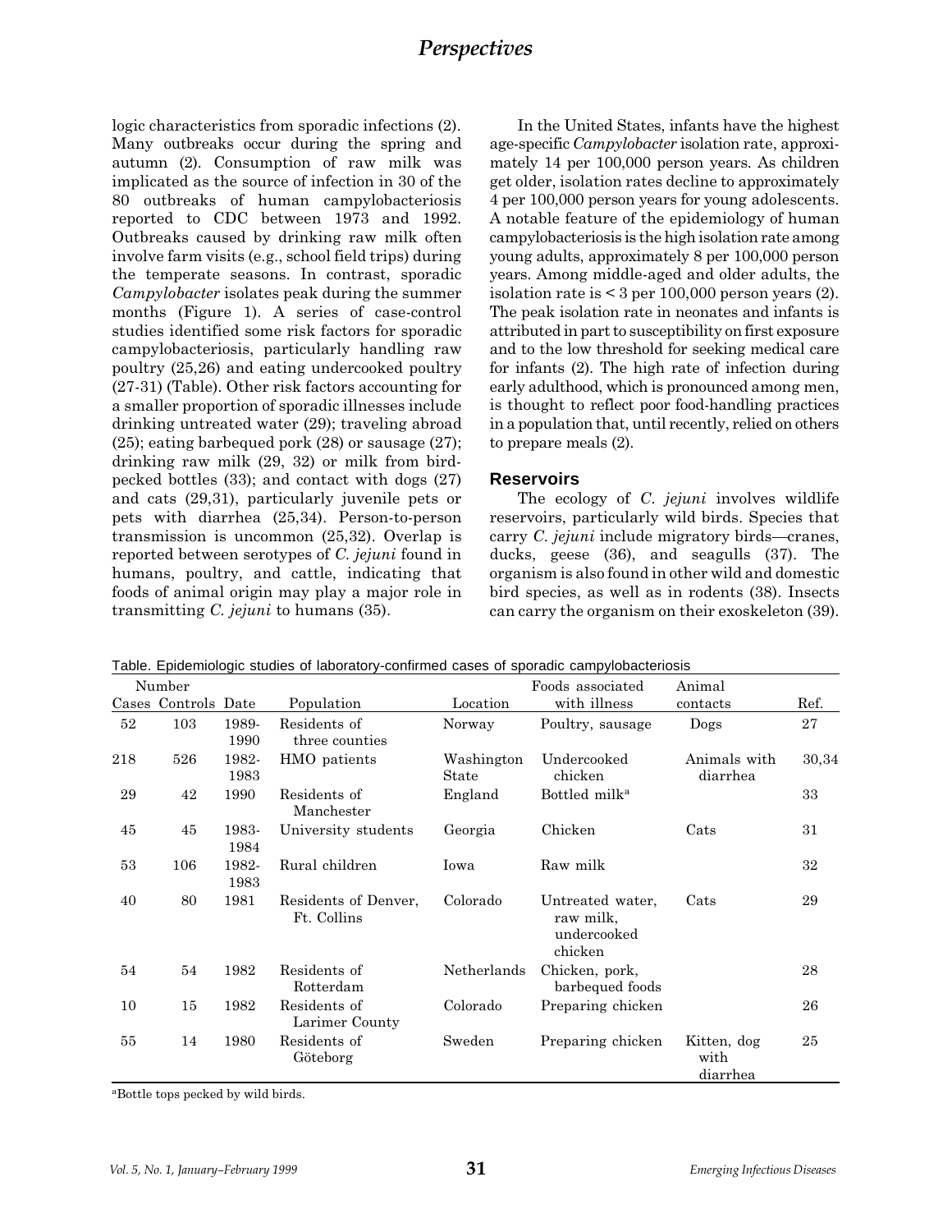logic characteristics from sporadic infections (2). Many outbreaks occur during the spring and autumn (2). Consumption of raw milk was implicated as the source of infection in 30 of the 80 outbreaks of human campylobacteriosis reported to CDC between 1973 and 1992. Outbreaks caused by drinking raw milk often involve farm visits (e.g., school field trips) during the temperate seasons. In contrast, sporadic *Campylobacter* isolates peak during the summer months (Figure 1). A series of case-control studies identified some risk factors for sporadic campylobacteriosis, particularly handling raw poultry (25,26) and eating undercooked poultry (27-31) (Table). Other risk factors accounting for a smaller proportion of sporadic illnesses include drinking untreated water (29); traveling abroad (25); eating barbequed pork (28) or sausage (27); drinking raw milk (29, 32) or milk from bird-pecked bottles (33); and contact with dogs (27) and cats (29,31), particularly juvenile pets or pets with diarrhea (25,34). Person-to-person transmission is uncommon (25,32). Overlap is reported between serotypes of *C. jejuni* found in humans, poultry, and cattle, indicating that foods of animal origin may play a major role in transmitting *C. jejuni* to humans (35).

In the United States, infants have the highest age-specific *Campylobacter* isolation rate, approximately 14 per 100,000 person years. As children get older, isolation rates decline to approximately 4 per 100,000 person years for young adolescents. A notable feature of the epidemiology of human campylobacteriosis is the high isolation rate among young adults, approximately 8 per 100,000 person years. Among middle-aged and older adults, the isolation rate is < 3 per 100,000 person years (2). The peak isolation rate in neonates and infants is attributed in part to susceptibility on first exposure and to the low threshold for seeking medical care for infants (2). The high rate of infection during early adulthood, which is pronounced among men, is thought to reflect poor food-handling practices in a population that, until recently, relied on others to prepare meals (2).

## Reservoirs

The ecology of *C. jejuni* involves wildlife reservoirs, particularly wild birds. Species that carry *C. jejuni* include migratory birds—cranes, ducks, geese (36), and seagulls (37). The organism is also found in other wild and domestic bird species, as well as in rodents (38). Insects can carry the organism on their exoskeleton (39).

Table. Epidemiologic studies of laboratory-confirmed cases of sporadic campylobacteriosis

| Number | | | | | | | |
|---|---|---|---|---|---|---|---|
| Cases | Controls | Date | Population | Location | Foods associated with illness | Animal contacts | Ref. |
| 52 | 103 | 1989-1990 | Residents of three counties | Norway | Poultry, sausage | Dogs | 27 |
| 218 | 526 | 1982-1983 | HMO patients | Washington State | Undercooked chicken | Animals with diarrhea | 30,34 |
| 29 | 42 | 1990 | Residents of Manchester | England | Bottled milk[a] | | 33 |
| 45 | 45 | 1983-1984 | University students | Georgia | Chicken | Cats | 31 |
| 53 | 106 | 1982-1983 | Rural children | Iowa | Raw milk | | 32 |
| 40 | 80 | 1981 | Residents of Denver, Ft. Collins | Colorado | Untreated water, raw milk, undercooked chicken | Cats | 29 |
| 54 | 54 | 1982 | Residents of Rotterdam | Netherlands | Chicken, pork, barbequed foods | | 28 |
| 10 | 15 | 1982 | Residents of Larimer County | Colorado | Preparing chicken | | 26 |
| 55 | 14 | 1980 | Residents of Göteborg | Sweden | Preparing chicken | Kitten, dog with diarrhea | 25 |

[a]Bottle tops pecked by wild birds.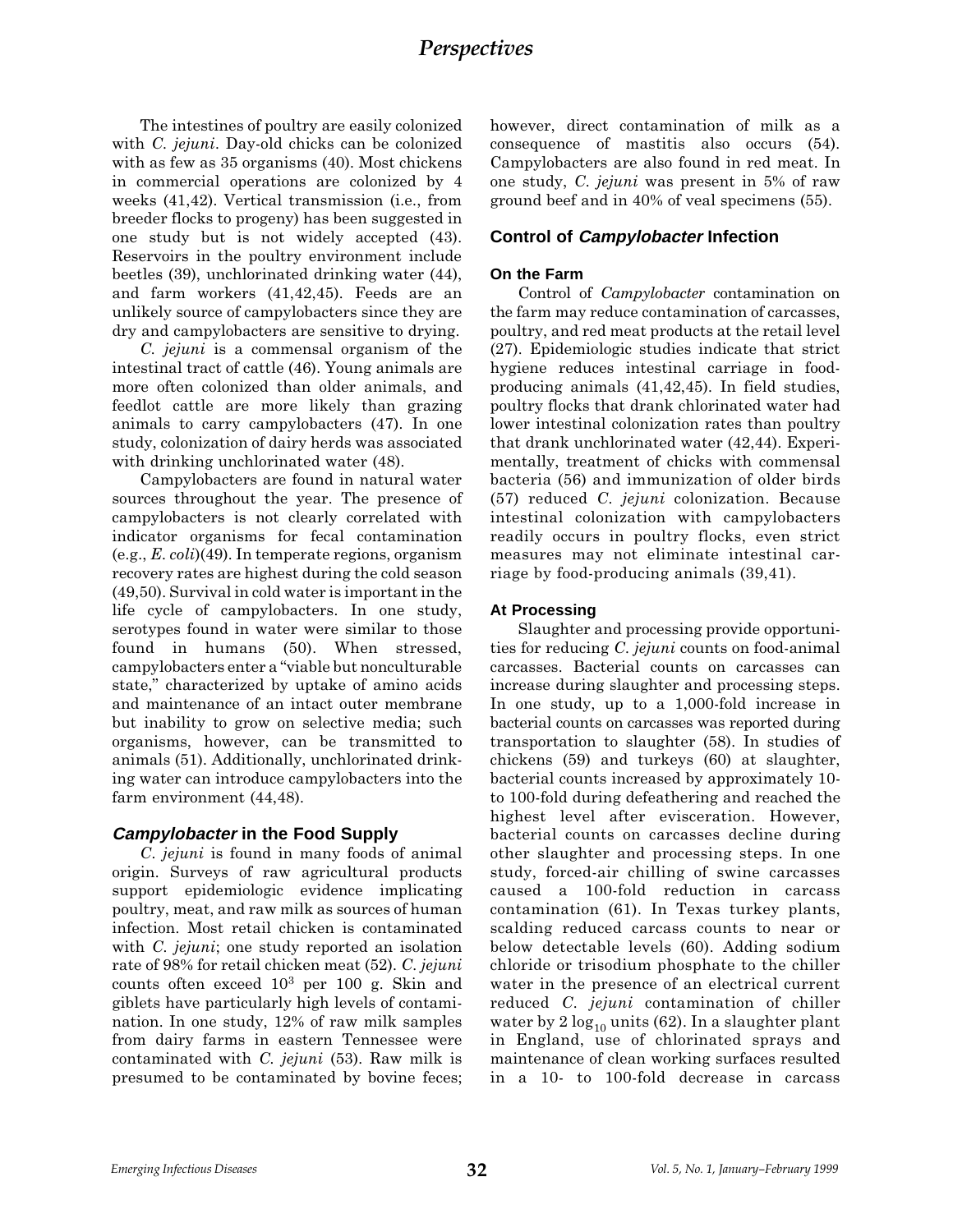The intestines of poultry are easily colonized with *C. jejuni*. Day-old chicks can be colonized with as few as 35 organisms (40). Most chickens in commercial operations are colonized by 4 weeks (41,42). Vertical transmission (i.e., from breeder flocks to progeny) has been suggested in one study but is not widely accepted (43). Reservoirs in the poultry environment include beetles (39), unchlorinated drinking water (44), and farm workers (41,42,45). Feeds are an unlikely source of campylobacters since they are dry and campylobacters are sensitive to drying.

*C. jejuni* is a commensal organism of the intestinal tract of cattle (46). Young animals are more often colonized than older animals, and feedlot cattle are more likely than grazing animals to carry campylobacters (47). In one study, colonization of dairy herds was associated with drinking unchlorinated water (48).

Campylobacters are found in natural water sources throughout the year. The presence of campylobacters is not clearly correlated with indicator organisms for fecal contamination (e.g., *E. coli*)(49). In temperate regions, organism recovery rates are highest during the cold season (49,50). Survival in cold water is important in the life cycle of campylobacters. In one study, serotypes found in water were similar to those found in humans (50). When stressed, campylobacters enter a "viable but nonculturable state," characterized by uptake of amino acids and maintenance of an intact outer membrane but inability to grow on selective media; such organisms, however, can be transmitted to animals (51). Additionally, unchlorinated drinking water can introduce campylobacters into the farm environment (44,48).

## *Campylobacter* in the Food Supply

*C. jejuni* is found in many foods of animal origin. Surveys of raw agricultural products support epidemiologic evidence implicating poultry, meat, and raw milk as sources of human infection. Most retail chicken is contaminated with *C. jejuni*; one study reported an isolation rate of 98% for retail chicken meat (52). *C. jejuni* counts often exceed $10^3$ per 100 g. Skin and giblets have particularly high levels of contamination. In one study, 12% of raw milk samples from dairy farms in eastern Tennessee were contaminated with *C. jejuni* (53). Raw milk is presumed to be contaminated by bovine feces; however, direct contamination of milk as a consequence of mastitis also occurs (54). Campylobacters are also found in red meat. In one study, *C. jejuni* was present in 5% of raw ground beef and in 40% of veal specimens (55).

## Control of *Campylobacter* Infection

### On the Farm

Control of *Campylobacter* contamination on the farm may reduce contamination of carcasses, poultry, and red meat products at the retail level (27). Epidemiologic studies indicate that strict hygiene reduces intestinal carriage in food-producing animals (41,42,45). In field studies, poultry flocks that drank chlorinated water had lower intestinal colonization rates than poultry that drank unchlorinated water (42,44). Experimentally, treatment of chicks with commensal bacteria (56) and immunization of older birds (57) reduced *C. jejuni* colonization. Because intestinal colonization with campylobacters readily occurs in poultry flocks, even strict measures may not eliminate intestinal carriage by food-producing animals (39,41).

### At Processing

Slaughter and processing provide opportunities for reducing *C. jejuni* counts on food-animal carcasses. Bacterial counts on carcasses can increase during slaughter and processing steps. In one study, up to a 1,000-fold increase in bacterial counts on carcasses was reported during transportation to slaughter (58). In studies of chickens (59) and turkeys (60) at slaughter, bacterial counts increased by approximately 10- to 100-fold during defeathering and reached the highest level after evisceration. However, bacterial counts on carcasses decline during other slaughter and processing steps. In one study, forced-air chilling of swine carcasses caused a 100-fold reduction in carcass contamination (61). In Texas turkey plants, scalding reduced carcass counts to near or below detectable levels (60). Adding sodium chloride or trisodium phosphate to the chiller water in the presence of an electrical current reduced *C. jejuni* contamination of chiller water by 2 $\log_{10}$ units (62). In a slaughter plant in England, use of chlorinated sprays and maintenance of clean working surfaces resulted in a 10- to 100-fold decrease in carcass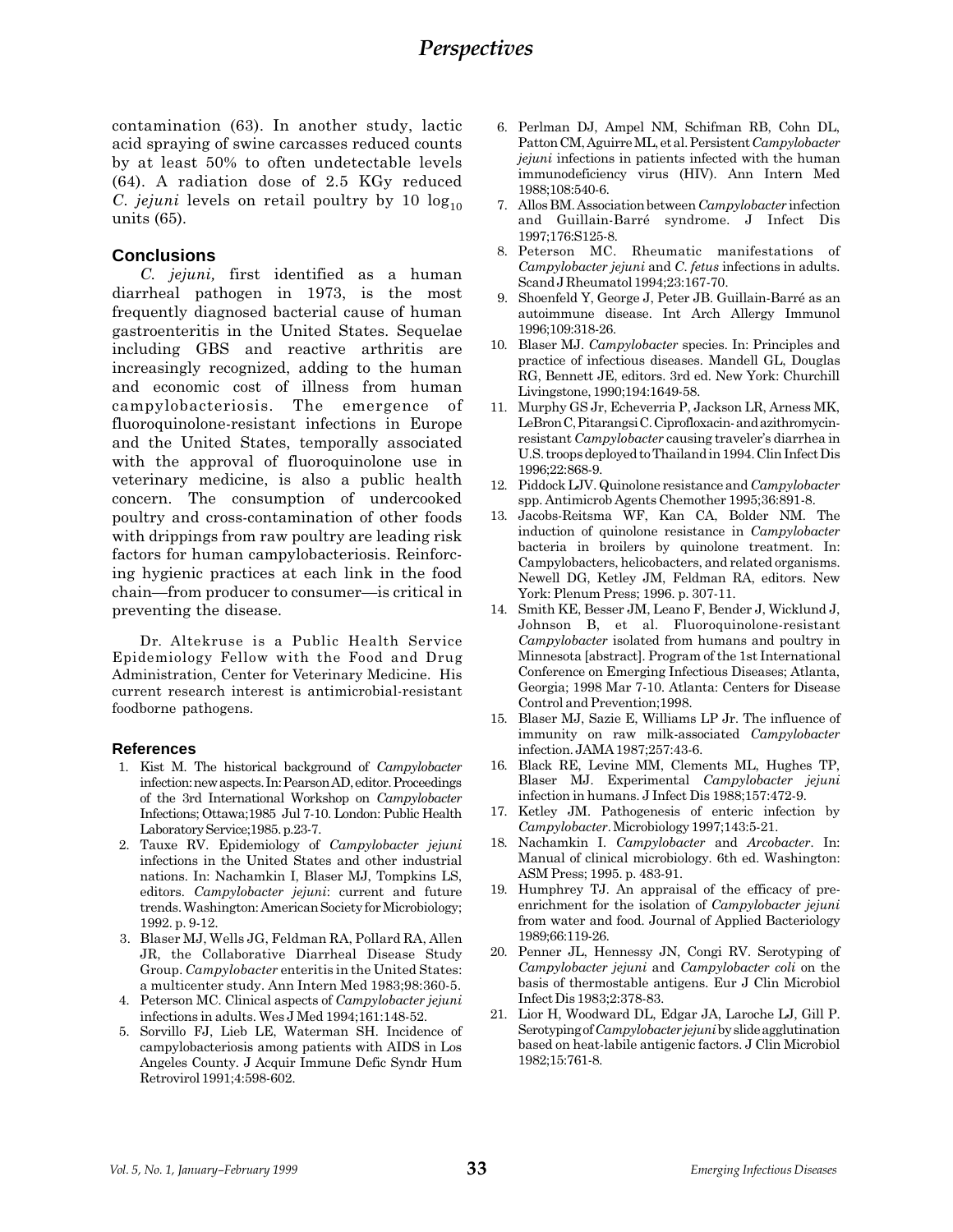contamination (63). In another study, lactic acid spraying of swine carcasses reduced counts by at least 50% to often undetectable levels (64). A radiation dose of 2.5 KGy reduced *C. jejuni* levels on retail poultry by 10 $\log_{10}$ units (65).

## Conclusions

*C. jejuni,* first identified as a human diarrheal pathogen in 1973, is the most frequently diagnosed bacterial cause of human gastroenteritis in the United States. Sequelae including GBS and reactive arthritis are increasingly recognized, adding to the human and economic cost of illness from human campylobacteriosis. The emergence of fluoroquinolone-resistant infections in Europe and the United States, temporally associated with the approval of fluoroquinolone use in veterinary medicine, is also a public health concern. The consumption of undercooked poultry and cross-contamination of other foods with drippings from raw poultry are leading risk factors for human campylobacteriosis. Reinforcing hygienic practices at each link in the food chain—from producer to consumer—is critical in preventing the disease.

Dr. Altekruse is a Public Health Service Epidemiology Fellow with the Food and Drug Administration, Center for Veterinary Medicine. His current research interest is antimicrobial-resistant foodborne pathogens.

## References

1. Kist M. The historical background of *Campylobacter* infection: new aspects. In: Pearson AD, editor. Proceedings of the 3rd International Workshop on *Campylobacter* Infections; Ottawa;1985 Jul 7-10. London: Public Health Laboratory Service;1985. p.23-7.
2. Tauxe RV. Epidemiology of *Campylobacter jejuni* infections in the United States and other industrial nations. In: Nachamkin I, Blaser MJ, Tompkins LS, editors. *Campylobacter jejuni*: current and future trends. Washington: American Society for Microbiology; 1992. p. 9-12.
3. Blaser MJ, Wells JG, Feldman RA, Pollard RA, Allen JR, the Collaborative Diarrheal Disease Study Group. *Campylobacter* enteritis in the United States: a multicenter study. Ann Intern Med 1983;98:360-5.
4. Peterson MC. Clinical aspects of *Campylobacter jejuni* infections in adults. Wes J Med 1994;161:148-52.
5. Sorvillo FJ, Lieb LE, Waterman SH. Incidence of campylobacteriosis among patients with AIDS in Los Angeles County. J Acquir Immune Defic Syndr Hum Retrovirol 1991;4:598-602.
6. Perlman DJ, Ampel NM, Schifman RB, Cohn DL, Patton CM, Aguirre ML, et al. Persistent *Campylobacter jejuni* infections in patients infected with the human immunodeficiency virus (HIV). Ann Intern Med 1988;108:540-6.
7. Allos BM. Association between *Campylobacter* infection and Guillain-Barré syndrome. J Infect Dis 1997;176:S125-8.
8. Peterson MC. Rheumatic manifestations of *Campylobacter jejuni* and *C. fetus* infections in adults. Scand J Rheumatol 1994;23:167-70.
9. Shoenfeld Y, George J, Peter JB. Guillain-Barré as an autoimmune disease. Int Arch Allergy Immunol 1996;109:318-26.
10. Blaser MJ. *Campylobacter* species. In: Principles and practice of infectious diseases. Mandell GL, Douglas RG, Bennett JE, editors. 3rd ed. New York: Churchill Livingstone, 1990;194:1649-58.
11. Murphy GS Jr, Echeverria P, Jackson LR, Arness MK, LeBron C, Pitarangsi C. Ciprofloxacin- and azithromycin-resistant *Campylobacter* causing traveler's diarrhea in U.S. troops deployed to Thailand in 1994. Clin Infect Dis 1996;22:868-9.
12. Piddock LJV. Quinolone resistance and *Campylobacter* spp. Antimicrob Agents Chemother 1995;36:891-8.
13. Jacobs-Reitsma WF, Kan CA, Bolder NM. The induction of quinolone resistance in *Campylobacter* bacteria in broilers by quinolone treatment. In: Campylobacters, helicobacters, and related organisms. Newell DG, Ketley JM, Feldman RA, editors. New York: Plenum Press; 1996. p. 307-11.
14. Smith KE, Besser JM, Leano F, Bender J, Wicklund J, Johnson B, et al. Fluoroquinolone-resistant *Campylobacter* isolated from humans and poultry in Minnesota [abstract]. Program of the 1st International Conference on Emerging Infectious Diseases; Atlanta, Georgia; 1998 Mar 7-10. Atlanta: Centers for Disease Control and Prevention;1998.
15. Blaser MJ, Sazie E, Williams LP Jr. The influence of immunity on raw milk-associated *Campylobacter* infection. JAMA 1987;257:43-6.
16. Black RE, Levine MM, Clements ML, Hughes TP, Blaser MJ. Experimental *Campylobacter jejuni* infection in humans. J Infect Dis 1988;157:472-9.
17. Ketley JM. Pathogenesis of enteric infection by *Campylobacter*. Microbiology 1997;143:5-21.
18. Nachamkin I. *Campylobacter* and *Arcobacter*. In: Manual of clinical microbiology. 6th ed. Washington: ASM Press; 1995. p. 483-91.
19. Humphrey TJ. An appraisal of the efficacy of pre-enrichment for the isolation of *Campylobacter jejuni* from water and food. Journal of Applied Bacteriology 1989;66:119-26.
20. Penner JL, Hennessy JN, Congi RV. Serotyping of *Campylobacter jejuni* and *Campylobacter coli* on the basis of thermostable antigens. Eur J Clin Microbiol Infect Dis 1983;2:378-83.
21. Lior H, Woodward DL, Edgar JA, Laroche LJ, Gill P. Serotyping of *Campylobacter jejuni* by slide agglutination based on heat-labile antigenic factors. J Clin Microbiol 1982;15:761-8.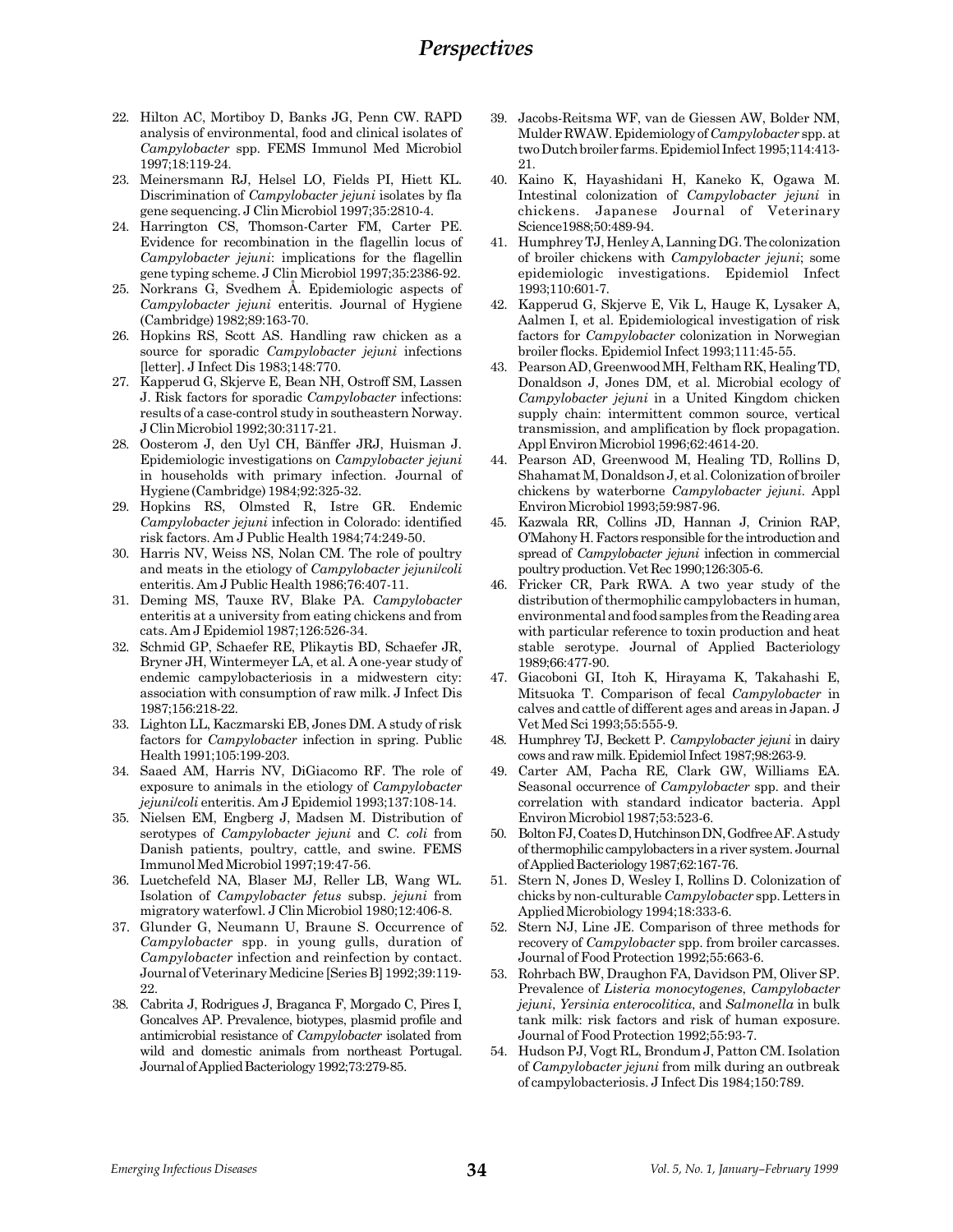22. Hilton AC, Mortiboy D, Banks JG, Penn CW. RAPD analysis of environmental, food and clinical isolates of *Campylobacter* spp. FEMS Immunol Med Microbiol 1997;18:119-24.
23. Meinersmann RJ, Helsel LO, Fields PI, Hiett KL. Discrimination of *Campylobacter jejuni* isolates by fla gene sequencing. J Clin Microbiol 1997;35:2810-4.
24. Harrington CS, Thomson-Carter FM, Carter PE. Evidence for recombination in the flagellin locus of *Campylobacter jejuni*: implications for the flagellin gene typing scheme. J Clin Microbiol 1997;35:2386-92.
25. Norkrans G, Svedhem Å. Epidemiologic aspects of *Campylobacter jejuni* enteritis. Journal of Hygiene (Cambridge) 1982;89:163-70.
26. Hopkins RS, Scott AS. Handling raw chicken as a source for sporadic *Campylobacter jejuni* infections [letter]. J Infect Dis 1983;148:770.
27. Kapperud G, Skjerve E, Bean NH, Ostroff SM, Lassen J. Risk factors for sporadic *Campylobacter* infections: results of a case-control study in southeastern Norway. J Clin Microbiol 1992;30:3117-21.
28. Oosterom J, den Uyl CH, Bänffer JRJ, Huisman J. Epidemiologic investigations on *Campylobacter jejuni* in households with primary infection. Journal of Hygiene (Cambridge) 1984;92:325-32.
29. Hopkins RS, Olmsted R, Istre GR. Endemic *Campylobacter jejuni* infection in Colorado: identified risk factors. Am J Public Health 1984;74:249-50.
30. Harris NV, Weiss NS, Nolan CM. The role of poultry and meats in the etiology of *Campylobacter jejuni/coli* enteritis. Am J Public Health 1986;76:407-11.
31. Deming MS, Tauxe RV, Blake PA. *Campylobacter* enteritis at a university from eating chickens and from cats. Am J Epidemiol 1987;126:526-34.
32. Schmid GP, Schaefer RE, Plikaytis BD, Schaefer JR, Bryner JH, Wintermeyer LA, et al. A one-year study of endemic campylobacteriosis in a midwestern city: association with consumption of raw milk. J Infect Dis 1987;156:218-22.
33. Lighton LL, Kaczmarski EB, Jones DM. A study of risk factors for *Campylobacter* infection in spring. Public Health 1991;105:199-203.
34. Saaed AM, Harris NV, DiGiacomo RF. The role of exposure to animals in the etiology of *Campylobacter jejuni/coli* enteritis. Am J Epidemiol 1993;137:108-14.
35. Nielsen EM, Engberg J, Madsen M. Distribution of serotypes of *Campylobacter jejuni* and *C. coli* from Danish patients, poultry, cattle, and swine. FEMS Immunol Med Microbiol 1997;19:47-56.
36. Luetchefeld NA, Blaser MJ, Reller LB, Wang WL. Isolation of *Campylobacter fetus* subsp. *jejuni* from migratory waterfowl. J Clin Microbiol 1980;12:406-8.
37. Glunder G, Neumann U, Braune S. Occurrence of *Campylobacter* spp. in young gulls, duration of *Campylobacter* infection and reinfection by contact. Journal of Veterinary Medicine [Series B] 1992;39:119-22.
38. Cabrita J, Rodrigues J, Braganca F, Morgado C, Pires I, Goncalves AP. Prevalence, biotypes, plasmid profile and antimicrobial resistance of *Campylobacter* isolated from wild and domestic animals from northeast Portugal. Journal of Applied Bacteriology 1992;73:279-85.
39. Jacobs-Reitsma WF, van de Giessen AW, Bolder NM, Mulder RWAW. Epidemiology of *Campylobacter* spp. at two Dutch broiler farms. Epidemiol Infect 1995;114:413-21.
40. Kaino K, Hayashidani H, Kaneko K, Ogawa M. Intestinal colonization of *Campylobacter jejuni* in chickens. Japanese Journal of Veterinary Science1988;50:489-94.
41. Humphrey TJ, Henley A, Lanning DG. The colonization of broiler chickens with *Campylobacter jejuni*; some epidemiologic investigations. Epidemiol Infect 1993;110:601-7.
42. Kapperud G, Skjerve E, Vik L, Hauge K, Lysaker A, Aalmen I, et al. Epidemiological investigation of risk factors for *Campylobacter* colonization in Norwegian broiler flocks. Epidemiol Infect 1993;111:45-55.
43. Pearson AD, Greenwood MH, Feltham RK, Healing TD, Donaldson J, Jones DM, et al. Microbial ecology of *Campylobacter jejuni* in a United Kingdom chicken supply chain: intermittent common source, vertical transmission, and amplification by flock propagation. Appl Environ Microbiol 1996;62:4614-20.
44. Pearson AD, Greenwood M, Healing TD, Rollins D, Shahamat M, Donaldson J, et al. Colonization of broiler chickens by waterborne *Campylobacter jejuni*. Appl Environ Microbiol 1993;59:987-96.
45. Kazwala RR, Collins JD, Hannan J, Crinion RAP, O'Mahony H. Factors responsible for the introduction and spread of *Campylobacter jejuni* infection in commercial poultry production. Vet Rec 1990;126:305-6.
46. Fricker CR, Park RWA. A two year study of the distribution of thermophilic campylobacters in human, environmental and food samples from the Reading area with particular reference to toxin production and heat stable serotype. Journal of Applied Bacteriology 1989;66:477-90.
47. Giacoboni GI, Itoh K, Hirayama K, Takahashi E, Mitsuoka T. Comparison of fecal *Campylobacter* in calves and cattle of different ages and areas in Japan. J Vet Med Sci 1993;55:555-9.
48. Humphrey TJ, Beckett P. *Campylobacter jejuni* in dairy cows and raw milk. Epidemiol Infect 1987;98:263-9.
49. Carter AM, Pacha RE, Clark GW, Williams EA. Seasonal occurrence of *Campylobacter* spp. and their correlation with standard indicator bacteria. Appl Environ Microbiol 1987;53:523-6.
50. Bolton FJ, Coates D, Hutchinson DN, Godfree AF. A study of thermophilic campylobacters in a river system. Journal of Applied Bacteriology 1987;62:167-76.
51. Stern N, Jones D, Wesley I, Rollins D. Colonization of chicks by non-culturable *Campylobacter* spp. Letters in Applied Microbiology 1994;18:333-6.
52. Stern NJ, Line JE. Comparison of three methods for recovery of *Campylobacter* spp. from broiler carcasses. Journal of Food Protection 1992;55:663-6.
53. Rohrbach BW, Draughon FA, Davidson PM, Oliver SP. Prevalence of *Listeria monocytogenes*, *Campylobacter jejuni*, *Yersinia enterocolitica*, and *Salmonella* in bulk tank milk: risk factors and risk of human exposure. Journal of Food Protection 1992;55:93-7.
54. Hudson PJ, Vogt RL, Brondum J, Patton CM. Isolation of *Campylobacter jejuni* from milk during an outbreak of campylobacteriosis. J Infect Dis 1984;150:789.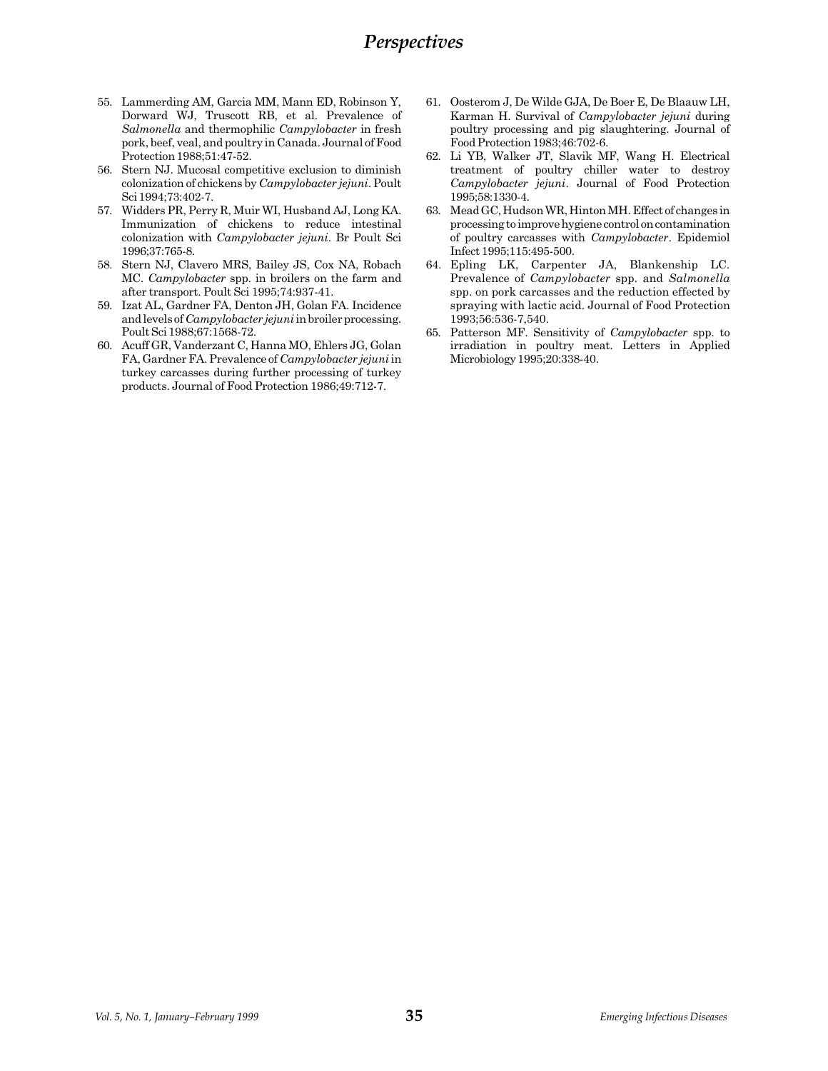55. Lammerding AM, Garcia MM, Mann ED, Robinson Y, Dorward WJ, Truscott RB, et al. Prevalence of *Salmonella* and thermophilic *Campylobacter* in fresh pork, beef, veal, and poultry in Canada. Journal of Food Protection 1988;51:47-52.
56. Stern NJ. Mucosal competitive exclusion to diminish colonization of chickens by *Campylobacter jejuni*. Poult Sci 1994;73:402-7.
57. Widders PR, Perry R, Muir WI, Husband AJ, Long KA. Immunization of chickens to reduce intestinal colonization with *Campylobacter jejuni*. Br Poult Sci 1996;37:765-8.
58. Stern NJ, Clavero MRS, Bailey JS, Cox NA, Robach MC. *Campylobacter* spp. in broilers on the farm and after transport. Poult Sci 1995;74:937-41.
59. Izat AL, Gardner FA, Denton JH, Golan FA. Incidence and levels of *Campylobacter jejuni* in broiler processing. Poult Sci 1988;67:1568-72.
60. Acuff GR, Vanderzant C, Hanna MO, Ehlers JG, Golan FA, Gardner FA. Prevalence of *Campylobacter jejuni* in turkey carcasses during further processing of turkey products. Journal of Food Protection 1986;49:712-7.
61. Oosterom J, De Wilde GJA, De Boer E, De Blaauw LH, Karman H. Survival of *Campylobacter jejuni* during poultry processing and pig slaughtering. Journal of Food Protection 1983;46:702-6.
62. Li YB, Walker JT, Slavik MF, Wang H. Electrical treatment of poultry chiller water to destroy *Campylobacter jejuni*. Journal of Food Protection 1995;58:1330-4.
63. Mead GC, Hudson WR, Hinton MH. Effect of changes in processing to improve hygiene control on contamination of poultry carcasses with *Campylobacter*. Epidemiol Infect 1995;115:495-500.
64. Epling LK, Carpenter JA, Blankenship LC. Prevalence of *Campylobacter* spp. and *Salmonella* spp. on pork carcasses and the reduction effected by spraying with lactic acid. Journal of Food Protection 1993;56:536-7,540.
65. Patterson MF. Sensitivity of *Campylobacter* spp. to irradiation in poultry meat. Letters in Applied Microbiology 1995;20:338-40.